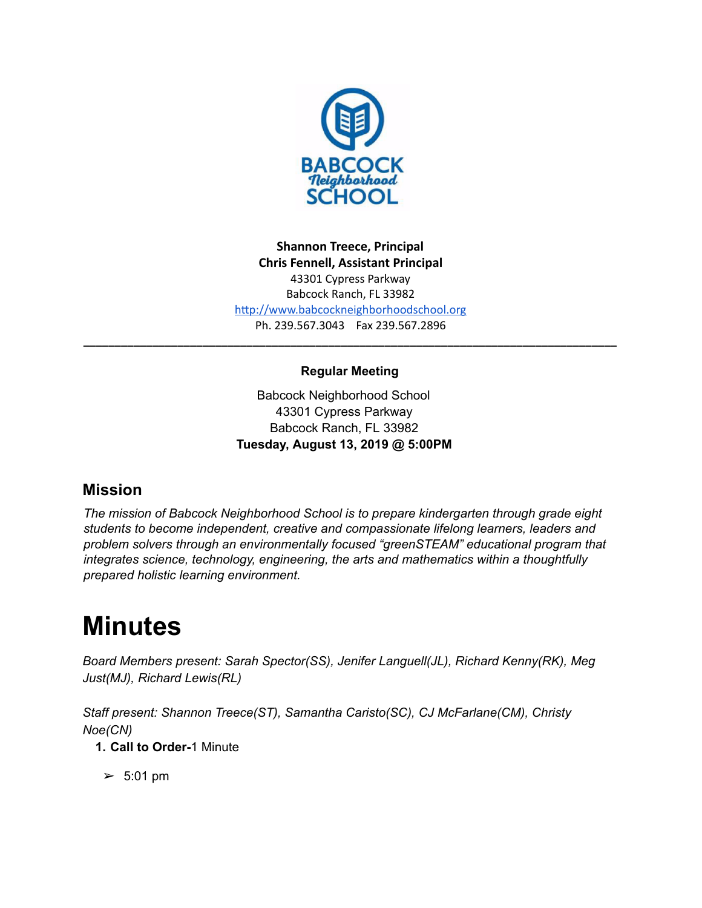**Shannon Treece, Principal**
**Chris Fennell, Assistant Principal**
43301 Cypress Parkway
Babcock Ranch, FL 33982
http://www.babcockneighborhoodschool.org
Ph. 239.567.3043 Fax 239.567.2896

---

**Regular Meeting**

Babcock Neighborhood School
43301 Cypress Parkway
Babcock Ranch, FL 33982
**Tuesday, August 13, 2019 @ 5:00PM**

## Mission

*The mission of Babcock Neighborhood School is to prepare kindergarten through grade eight students to become independent, creative and compassionate lifelong learners, leaders and problem solvers through an environmentally focused "greenSTEAM" educational program that integrates science, technology, engineering, the arts and mathematics within a thoughtfully prepared holistic learning environment.*

# Minutes

*Board Members present: Sarah Spector(SS), Jenifer Languell(JL), Richard Kenny(RK), Meg Just(MJ), Richard Lewis(RL)*

*Staff present: Shannon Treece(ST), Samantha Caristo(SC), CJ McFarlane(CM), Christy Noe(CN)*

1. **Call to Order-**1 Minute
   - 5:01 pm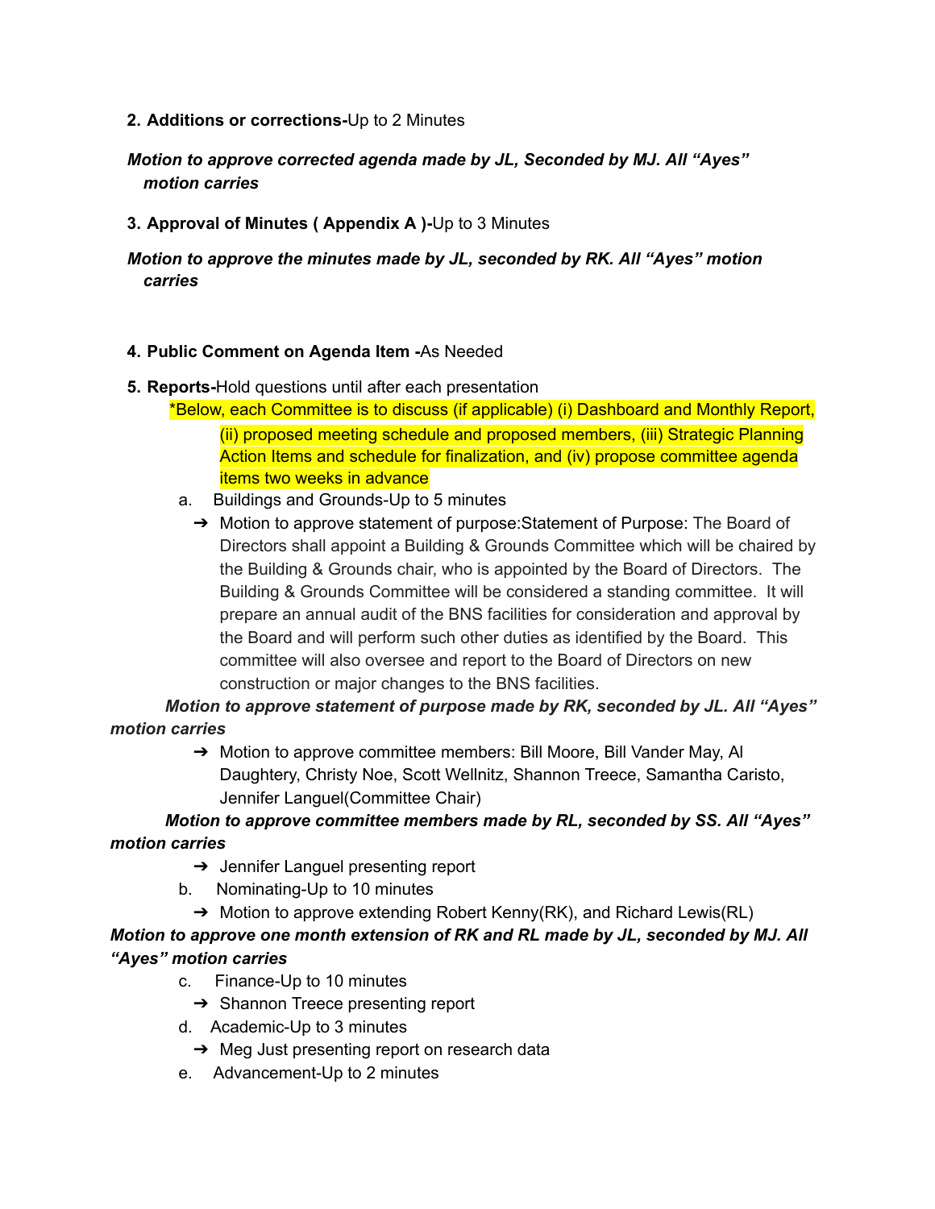2. **Additions or corrections-**Up to 2 Minutes

***Motion to approve corrected agenda made by JL, Seconded by MJ. All "Ayes" motion carries***

3. **Approval of Minutes ( Appendix A )-**Up to 3 Minutes

***Motion to approve the minutes made by JL, seconded by RK. All "Ayes" motion carries***

4. **Public Comment on Agenda Item -**As Needed

5. **Reports-**Hold questions until after each presentation

   *Below, each Committee is to discuss (if applicable) (i) Dashboard and Monthly Report, (ii) proposed meeting schedule and proposed members, (iii) Strategic Planning Action Items and schedule for finalization, and (iv) propose committee agenda items two weeks in advance

   a. Buildings and Grounds-Up to 5 minutes
      - ➔ Motion to approve statement of purpose:Statement of Purpose: The Board of Directors shall appoint a Building & Grounds Committee which will be chaired by the Building & Grounds chair, who is appointed by the Board of Directors. The Building & Grounds Committee will be considered a standing committee. It will prepare an annual audit of the BNS facilities for consideration and approval by the Board and will perform such other duties as identified by the Board. This committee will also oversee and report to the Board of Directors on new construction or major changes to the BNS facilities.

   ***Motion to approve statement of purpose made by RK, seconded by JL. All "Ayes" motion carries***

      - ➔ Motion to approve committee members: Bill Moore, Bill Vander May, Al Daughtery, Christy Noe, Scott Wellnitz, Shannon Treece, Samantha Caristo, Jennifer Languel(Committee Chair)

   ***Motion to approve committee members made by RL, seconded by SS. All "Ayes" motion carries***

      - ➔ Jennifer Languel presenting report

   b. Nominating-Up to 10 minutes
      - ➔ Motion to approve extending Robert Kenny(RK), and Richard Lewis(RL)

   ***Motion to approve one month extension of RK and RL made by JL, seconded by MJ. All "Ayes" motion carries***

   c. Finance-Up to 10 minutes
      - ➔ Shannon Treece presenting report

   d. Academic-Up to 3 minutes
      - ➔ Meg Just presenting report on research data

   e. Advancement-Up to 2 minutes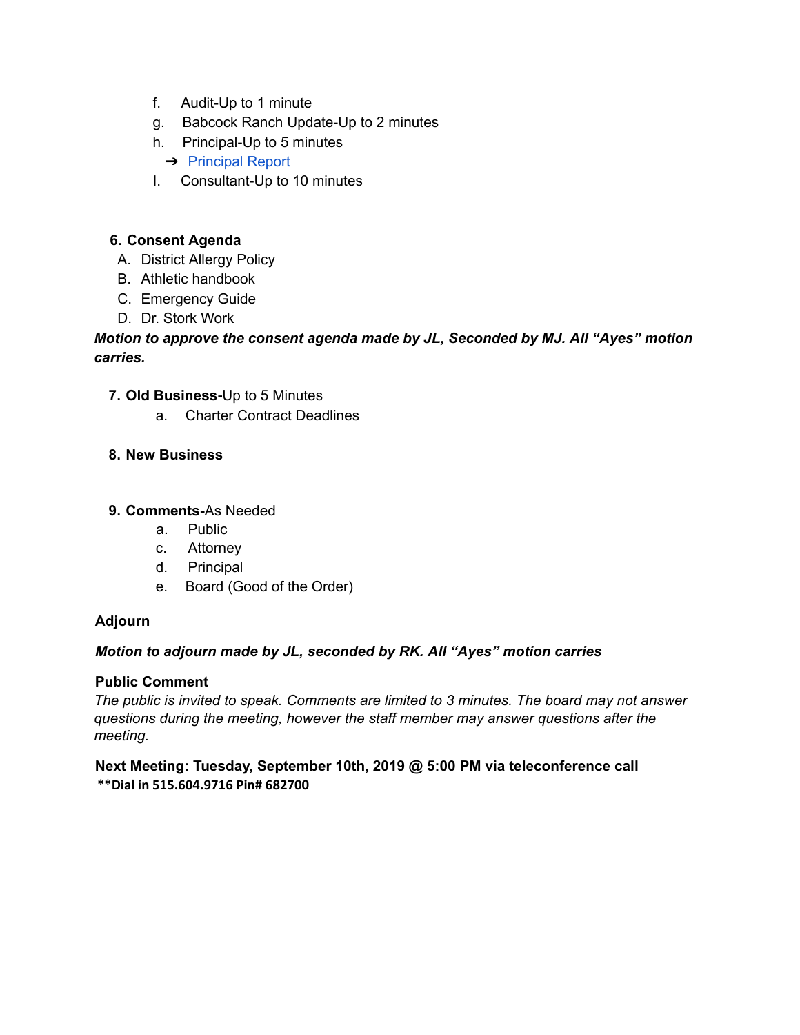f. Audit-Up to 1 minute
g. Babcock Ranch Update-Up to 2 minutes
h. Principal-Up to 5 minutes
   ➔ Principal Report
I. Consultant-Up to 10 minutes

**6. Consent Agenda**

A. District Allergy Policy
B. Athletic handbook
C. Emergency Guide
D. Dr. Stork Work

***Motion to approve the consent agenda made by JL, Seconded by MJ. All "Ayes" motion carries.***

**7. Old Business-**Up to 5 Minutes

a. Charter Contract Deadlines

**8. New Business**

**9. Comments-**As Needed

a. Public
c. Attorney
d. Principal
e. Board (Good of the Order)

**Adjourn**

***Motion to adjourn made by JL, seconded by RK. All "Ayes" motion carries***

**Public Comment**

*The public is invited to speak. Comments are limited to 3 minutes. The board may not answer questions during the meeting, however the staff member may answer questions after the meeting.*

**Next Meeting: Tuesday, September 10th, 2019 @ 5:00 PM via teleconference call**

****Dial in 515.604.9716 Pin# 682700**